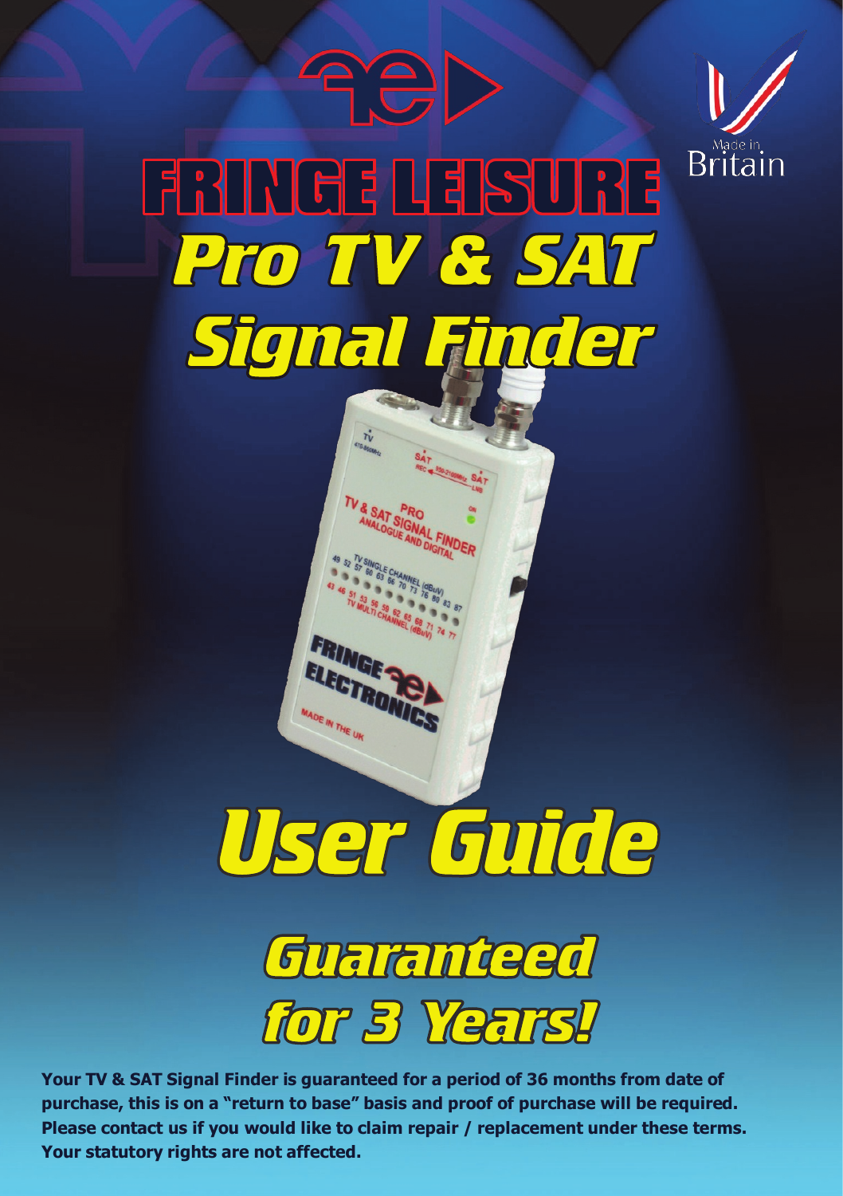# FRINGE LEISURE

# Pro TV & SAT Signal Finder

Made in Britain

# User Guide

## Guaranteed for 3 Years!

**Your TV & SAT Signal Finder is guaranteed for a period of 36 months from date of purchase, this is on a "return to base" basis and proof of purchase will be required. Please contact us if you would like to claim repair / replacement under these terms. Your statutory rights are not affected.**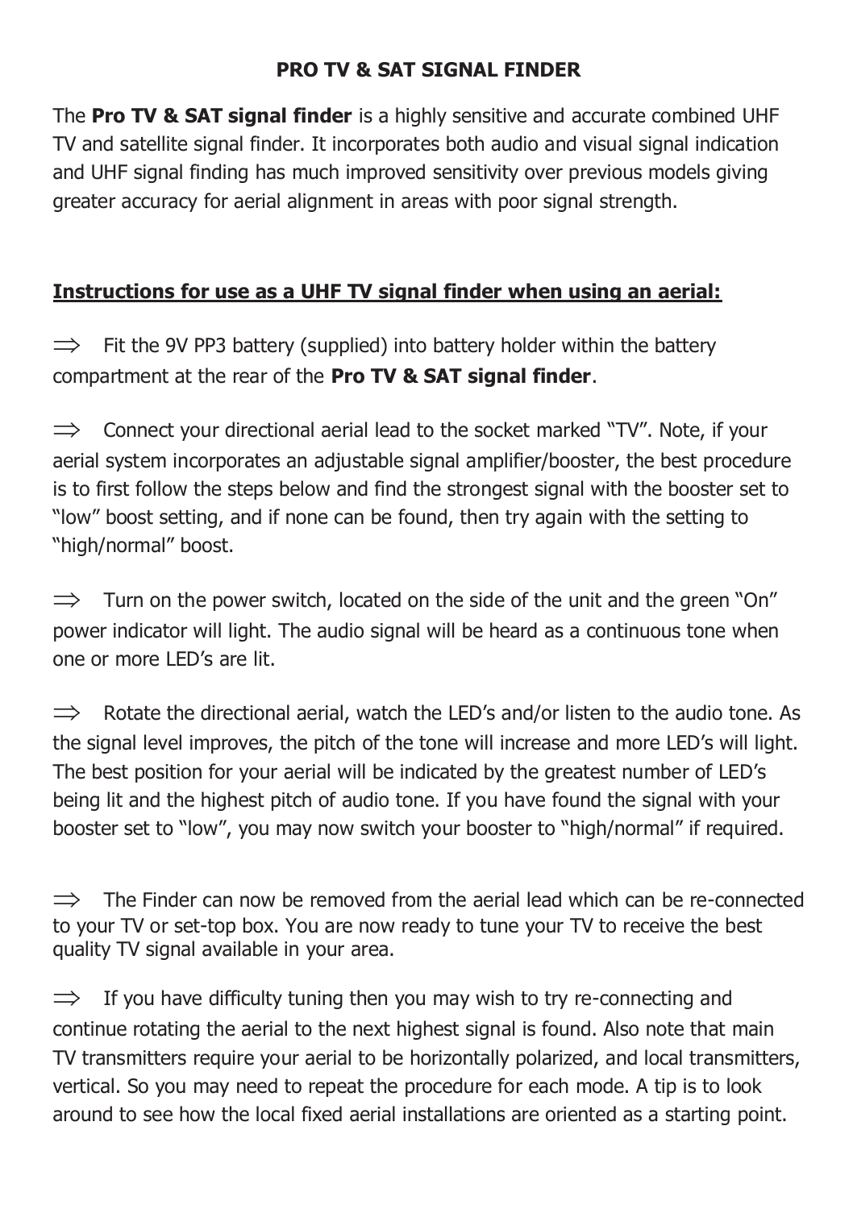# PRO TV & SAT SIGNAL FINDER

The **Pro TV & SAT signal finder** is a highly sensitive and accurate combined UHF TV and satellite signal finder. It incorporates both audio and visual signal indication and UHF signal finding has much improved sensitivity over previous models giving greater accuracy for aerial alignment in areas with poor signal strength.

## Instructions for use as a UHF TV signal finder when using an aerial:

⇒ Fit the 9V PP3 battery (supplied) into battery holder within the battery compartment at the rear of the **Pro TV & SAT signal finder**.

⇒ Connect your directional aerial lead to the socket marked "TV". Note, if your aerial system incorporates an adjustable signal amplifier/booster, the best procedure is to first follow the steps below and find the strongest signal with the booster set to "low" boost setting, and if none can be found, then try again with the setting to "high/normal" boost.

⇒ Turn on the power switch, located on the side of the unit and the green "On" power indicator will light. The audio signal will be heard as a continuous tone when one or more LED's are lit.

⇒ Rotate the directional aerial, watch the LED's and/or listen to the audio tone. As the signal level improves, the pitch of the tone will increase and more LED's will light. The best position for your aerial will be indicated by the greatest number of LED's being lit and the highest pitch of audio tone. If you have found the signal with your booster set to "low", you may now switch your booster to "high/normal" if required.

⇒ The Finder can now be removed from the aerial lead which can be re-connected to your TV or set-top box. You are now ready to tune your TV to receive the best quality TV signal available in your area.

⇒ If you have difficulty tuning then you may wish to try re-connecting and continue rotating the aerial to the next highest signal is found. Also note that main TV transmitters require your aerial to be horizontally polarized, and local transmitters, vertical. So you may need to repeat the procedure for each mode. A tip is to look around to see how the local fixed aerial installations are oriented as a starting point.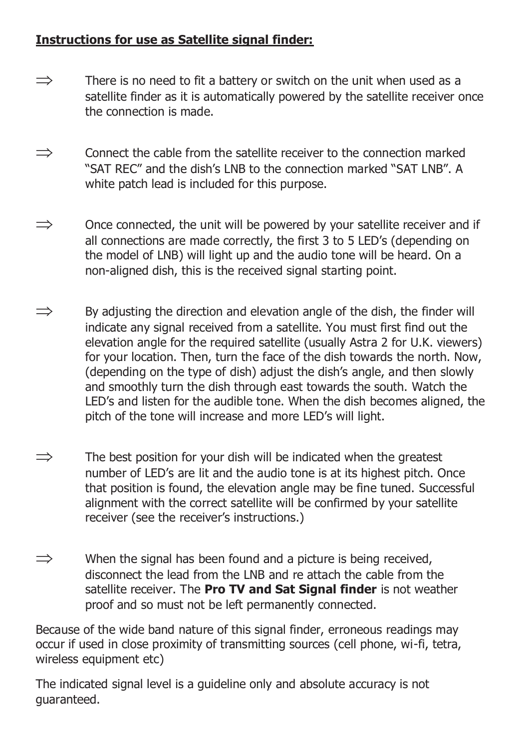**Instructions for use as Satellite signal finder:**

⇒ There is no need to fit a battery or switch on the unit when used as a satellite finder as it is automatically powered by the satellite receiver once the connection is made.

⇒ Connect the cable from the satellite receiver to the connection marked "SAT REC" and the dish's LNB to the connection marked "SAT LNB". A white patch lead is included for this purpose.

⇒ Once connected, the unit will be powered by your satellite receiver and if all connections are made correctly, the first 3 to 5 LED's (depending on the model of LNB) will light up and the audio tone will be heard. On a non-aligned dish, this is the received signal starting point.

⇒ By adjusting the direction and elevation angle of the dish, the finder will indicate any signal received from a satellite. You must first find out the elevation angle for the required satellite (usually Astra 2 for U.K. viewers) for your location. Then, turn the face of the dish towards the north. Now, (depending on the type of dish) adjust the dish's angle, and then slowly and smoothly turn the dish through east towards the south. Watch the LED's and listen for the audible tone. When the dish becomes aligned, the pitch of the tone will increase and more LED's will light.

⇒ The best position for your dish will be indicated when the greatest number of LED's are lit and the audio tone is at its highest pitch. Once that position is found, the elevation angle may be fine tuned. Successful alignment with the correct satellite will be confirmed by your satellite receiver (see the receiver's instructions.)

⇒ When the signal has been found and a picture is being received, disconnect the lead from the LNB and re attach the cable from the satellite receiver. The **Pro TV and Sat Signal finder** is not weather proof and so must not be left permanently connected.

Because of the wide band nature of this signal finder, erroneous readings may occur if used in close proximity of transmitting sources (cell phone, wi-fi, tetra, wireless equipment etc)

The indicated signal level is a guideline only and absolute accuracy is not guaranteed.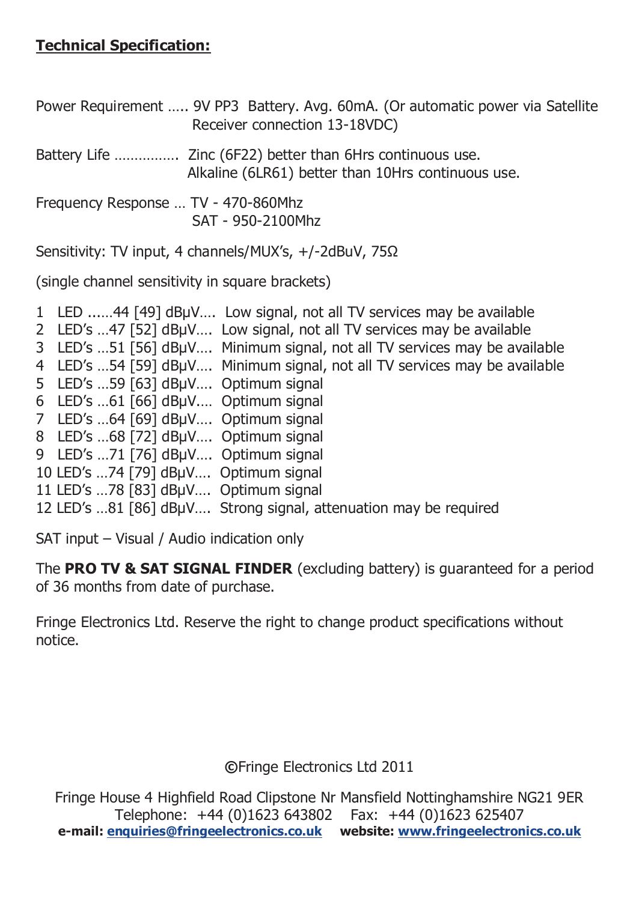**Technical Specification:**

Power Requirement ….. 9V PP3 Battery. Avg. 60mA. (Or automatic power via Satellite Receiver connection 13-18VDC)

Battery Life ……………. Zinc (6F22) better than 6Hrs continuous use.
Alkaline (6LR61) better than 10Hrs continuous use.

Frequency Response … TV - 470-860Mhz
SAT - 950-2100Mhz

Sensitivity: TV input, 4 channels/MUX's, +/-2dBuV, 75Ω

(single channel sensitivity in square brackets)

1 LED ......44 [49] dBµV…. Low signal, not all TV services may be available
2 LED's …47 [52] dBµV…. Low signal, not all TV services may be available
3 LED's …51 [56] dBµV…. Minimum signal, not all TV services may be available
4 LED's …54 [59] dBµV…. Minimum signal, not all TV services may be available
5 LED's …59 [63] dBµV…. Optimum signal
6 LED's …61 [66] dBµV.... Optimum signal
7 LED's …64 [69] dBµV…. Optimum signal
8 LED's …68 [72] dBµV…. Optimum signal
9 LED's …71 [76] dBµV…. Optimum signal
10 LED's …74 [79] dBµV…. Optimum signal
11 LED's …78 [83] dBµV…. Optimum signal
12 LED's …81 [86] dBµV…. Strong signal, attenuation may be required

SAT input – Visual / Audio indication only

The **PRO TV & SAT SIGNAL FINDER** (excluding battery) is guaranteed for a period of 36 months from date of purchase.

Fringe Electronics Ltd. Reserve the right to change product specifications without notice.

©Fringe Electronics Ltd 2011

Fringe House 4 Highfield Road Clipstone Nr Mansfield Nottinghamshire NG21 9ER
Telephone: +44 (0)1623 643802 Fax: +44 (0)1623 625407
**e-mail:** enquiries@fringeelectronics.co.uk **website:** www.fringeelectronics.co.uk